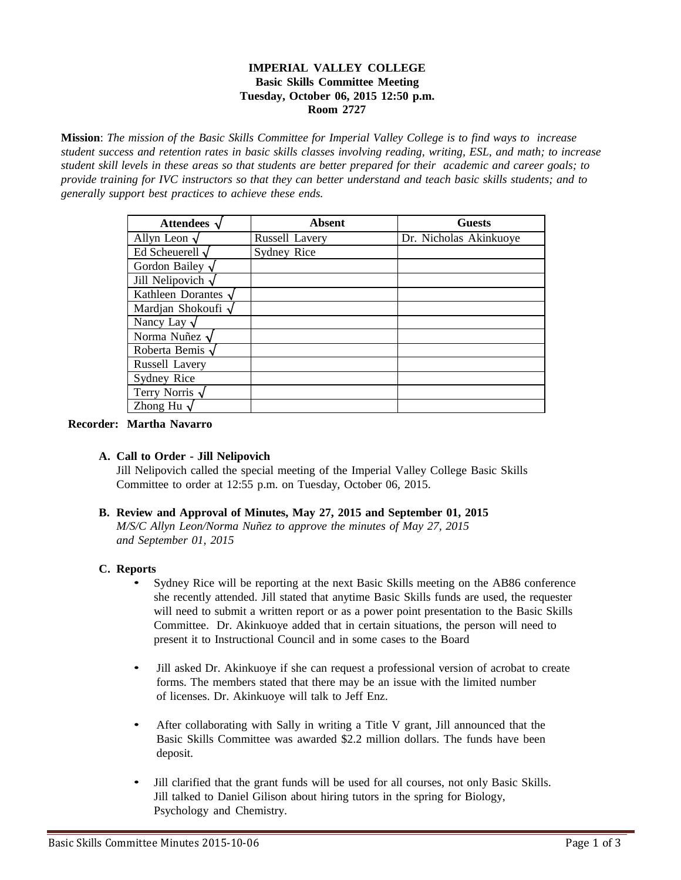# IMPERIAL VALLEY COLLEGE
## Basic Skills Committee Meeting
### Tuesday, October 06, 2015 12:50 p.m.
### Room 2727

**Mission**: *The mission of the Basic Skills Committee for Imperial Valley College is to find ways to increase student success and retention rates in basic skills classes involving reading, writing, ESL, and math; to increase student skill levels in these areas so that students are better prepared for their academic and career goals; to provide training for IVC instructors so that they can better understand and teach basic skills students; and to generally support best practices to achieve these ends.*

| Attendees √ | Absent | Guests |
|---|---|---|
| Allyn Leon √ | Russell Lavery | Dr. Nicholas Akinkuoye |
| Ed Scheuerell √ | Sydney Rice | |
| Gordon Bailey √ | | |
| Jill Nelipovich √ | | |
| Kathleen Dorantes √ | | |
| Mardjan Shokoufi √ | | |
| Nancy Lay √ | | |
| Norma Nuñez √ | | |
| Roberta Bemis √ | | |
| Russell Lavery | | |
| Sydney Rice | | |
| Terry Norris √ | | |
| Zhong Hu √ | | |

**Recorder: Martha Navarro**

**A. Call to Order - Jill Nelipovich**

Jill Nelipovich called the special meeting of the Imperial Valley College Basic Skills Committee to order at 12:55 p.m. on Tuesday, October 06, 2015.

**B. Review and Approval of Minutes, May 27, 2015 and September 01, 2015**

*M/S/C Allyn Leon/Norma Nuñez to approve the minutes of May 27, 2015 and September 01, 2015*

**C. Reports**

- Sydney Rice will be reporting at the next Basic Skills meeting on the AB86 conference she recently attended. Jill stated that anytime Basic Skills funds are used, the requester will need to submit a written report or as a power point presentation to the Basic Skills Committee. Dr. Akinkuoye added that in certain situations, the person will need to present it to Instructional Council and in some cases to the Board

- Jill asked Dr. Akinkuoye if she can request a professional version of acrobat to create forms. The members stated that there may be an issue with the limited number of licenses. Dr. Akinkuoye will talk to Jeff Enz.

- After collaborating with Sally in writing a Title V grant, Jill announced that the Basic Skills Committee was awarded $2.2 million dollars. The funds have been deposit.

- Jill clarified that the grant funds will be used for all courses, not only Basic Skills. Jill talked to Daniel Gilison about hiring tutors in the spring for Biology, Psychology and Chemistry.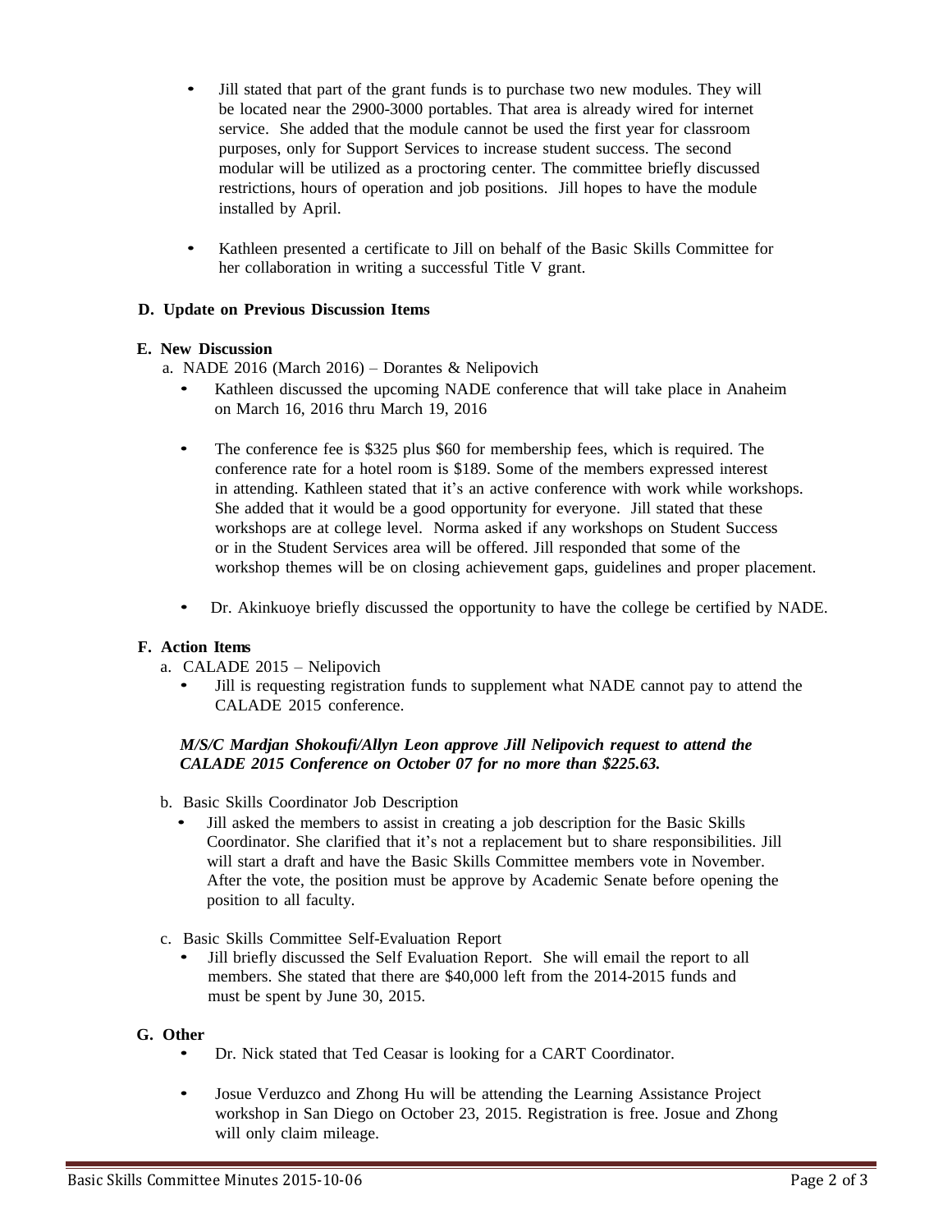- Jill stated that part of the grant funds is to purchase two new modules. They will be located near the 2900-3000 portables. That area is already wired for internet service. She added that the module cannot be used the first year for classroom purposes, only for Support Services to increase student success. The second modular will be utilized as a proctoring center. The committee briefly discussed restrictions, hours of operation and job positions. Jill hopes to have the module installed by April.

- Kathleen presented a certificate to Jill on behalf of the Basic Skills Committee for her collaboration in writing a successful Title V grant.

## D. Update on Previous Discussion Items

## E. New Discussion

a. NADE 2016 (March 2016) – Dorantes & Nelipovich

- Kathleen discussed the upcoming NADE conference that will take place in Anaheim on March 16, 2016 thru March 19, 2016

- The conference fee is $325 plus $60 for membership fees, which is required. The conference rate for a hotel room is $189. Some of the members expressed interest in attending. Kathleen stated that it's an active conference with work while workshops. She added that it would be a good opportunity for everyone. Jill stated that these workshops are at college level. Norma asked if any workshops on Student Success or in the Student Services area will be offered. Jill responded that some of the workshop themes will be on closing achievement gaps, guidelines and proper placement.

- Dr. Akinkuoye briefly discussed the opportunity to have the college be certified by NADE.

## F. Action Items

a. CALADE 2015 – Nelipovich

- Jill is requesting registration funds to supplement what NADE cannot pay to attend the CALADE 2015 conference.

***M/S/C Mardjan Shokoufi/Allyn Leon approve Jill Nelipovich request to attend the CALADE 2015 Conference on October 07 for no more than $225.63.***

b. Basic Skills Coordinator Job Description

- Jill asked the members to assist in creating a job description for the Basic Skills Coordinator. She clarified that it's not a replacement but to share responsibilities. Jill will start a draft and have the Basic Skills Committee members vote in November. After the vote, the position must be approve by Academic Senate before opening the position to all faculty.

c. Basic Skills Committee Self-Evaluation Report

- Jill briefly discussed the Self Evaluation Report. She will email the report to all members. She stated that there are $40,000 left from the 2014-2015 funds and must be spent by June 30, 2015.

## G. Other

- Dr. Nick stated that Ted Ceasar is looking for a CART Coordinator.

- Josue Verduzco and Zhong Hu will be attending the Learning Assistance Project workshop in San Diego on October 23, 2015. Registration is free. Josue and Zhong will only claim mileage.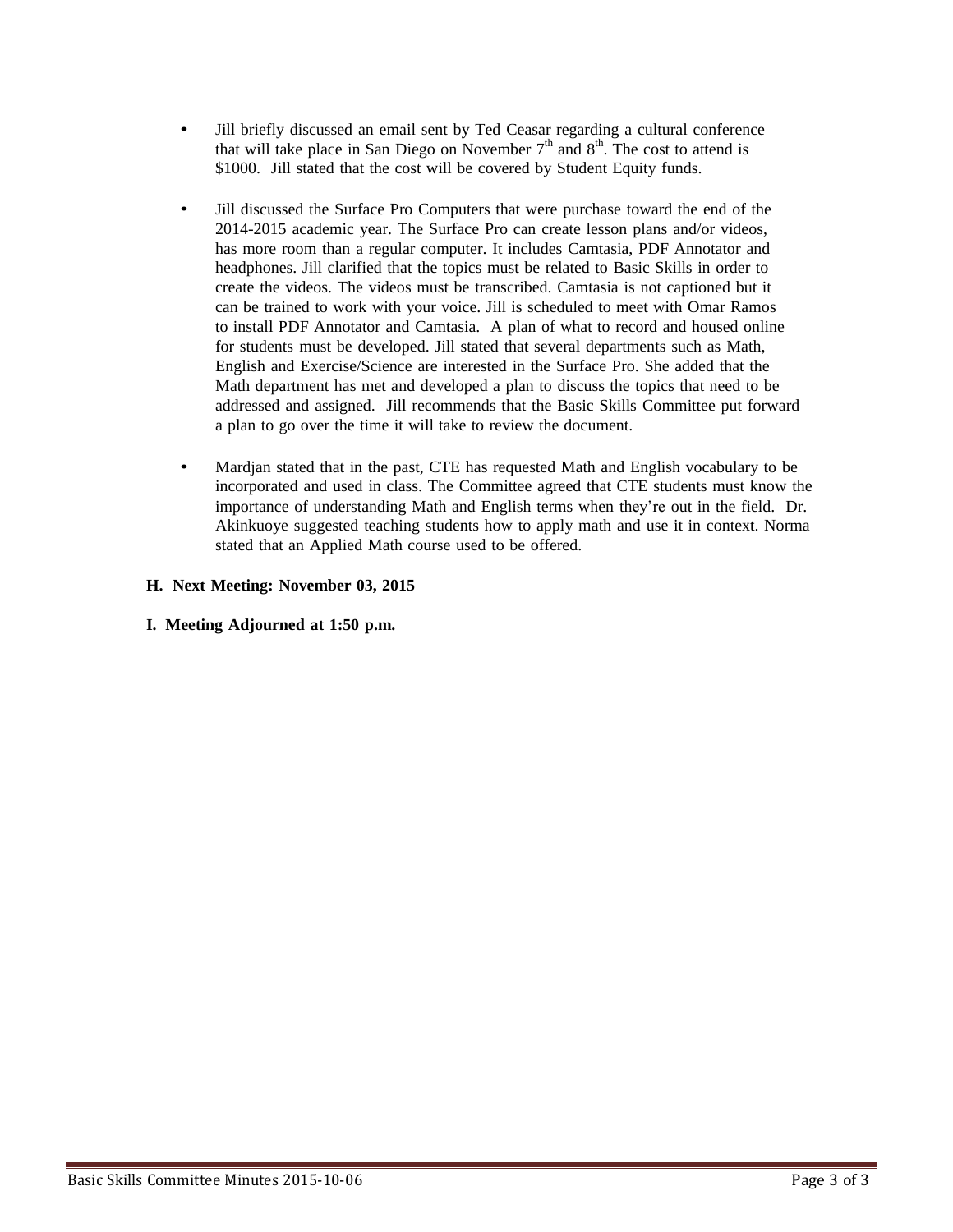- Jill briefly discussed an email sent by Ted Ceasar regarding a cultural conference that will take place in San Diego on November 7th and 8th. The cost to attend is $1000. Jill stated that the cost will be covered by Student Equity funds.

- Jill discussed the Surface Pro Computers that were purchase toward the end of the 2014-2015 academic year. The Surface Pro can create lesson plans and/or videos, has more room than a regular computer. It includes Camtasia, PDF Annotator and headphones. Jill clarified that the topics must be related to Basic Skills in order to create the videos. The videos must be transcribed. Camtasia is not captioned but it can be trained to work with your voice. Jill is scheduled to meet with Omar Ramos to install PDF Annotator and Camtasia. A plan of what to record and housed online for students must be developed. Jill stated that several departments such as Math, English and Exercise/Science are interested in the Surface Pro. She added that the Math department has met and developed a plan to discuss the topics that need to be addressed and assigned. Jill recommends that the Basic Skills Committee put forward a plan to go over the time it will take to review the document.

- Mardjan stated that in the past, CTE has requested Math and English vocabulary to be incorporated and used in class. The Committee agreed that CTE students must know the importance of understanding Math and English terms when they're out in the field. Dr. Akinkuoye suggested teaching students how to apply math and use it in context. Norma stated that an Applied Math course used to be offered.

**H. Next Meeting: November 03, 2015**

**I. Meeting Adjourned at 1:50 p.m.**